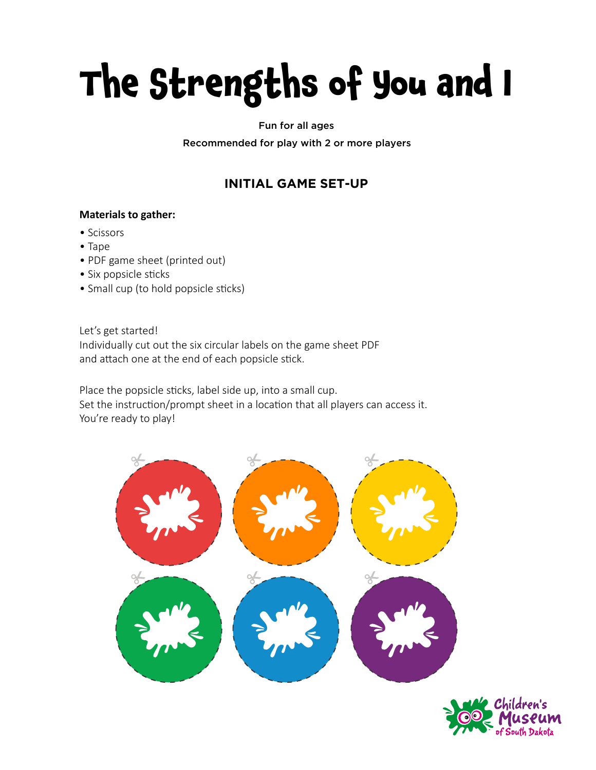# The Strengths of You and I

Fun for all ages

Recommended for play with 2 or more players

## INITIAL GAME SET-UP

**Materials to gather:**

- Scissors
- Tape
- PDF game sheet (printed out)
- Six popsicle sticks
- Small cup (to hold popsicle sticks)

Let's get started!
Individually cut out the six circular labels on the game sheet PDF and attach one at the end of each popsicle stick.

Place the popsicle sticks, label side up, into a small cup.
Set the instruction/prompt sheet in a location that all players can access it.
You're ready to play!

Children's Museum of South Dakota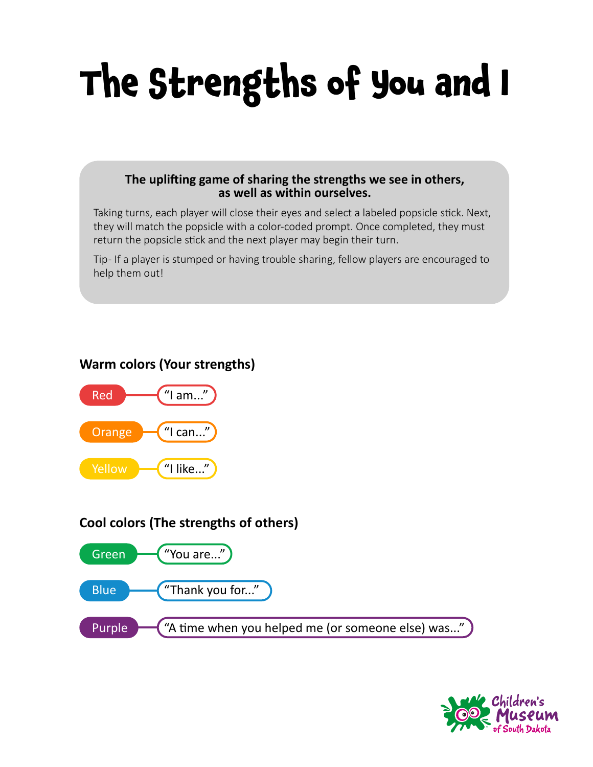# The Strengths of You and I

**The uplifting game of sharing the strengths we see in others, as well as within ourselves.**

Taking turns, each player will close their eyes and select a labeled popsicle stick. Next, they will match the popsicle with a color-coded prompt. Once completed, they must return the popsicle stick and the next player may begin their turn.

Tip- If a player is stumped or having trouble sharing, fellow players are encouraged to help them out!

## Warm colors (Your strengths)

- Red — "I am..."
- Orange — "I can..."
- Yellow — "I like..."

## Cool colors (The strengths of others)

- Green — "You are..."
- Blue — "Thank you for..."
- Purple — "A time when you helped me (or someone else) was..."

Children's Museum of South Dakota